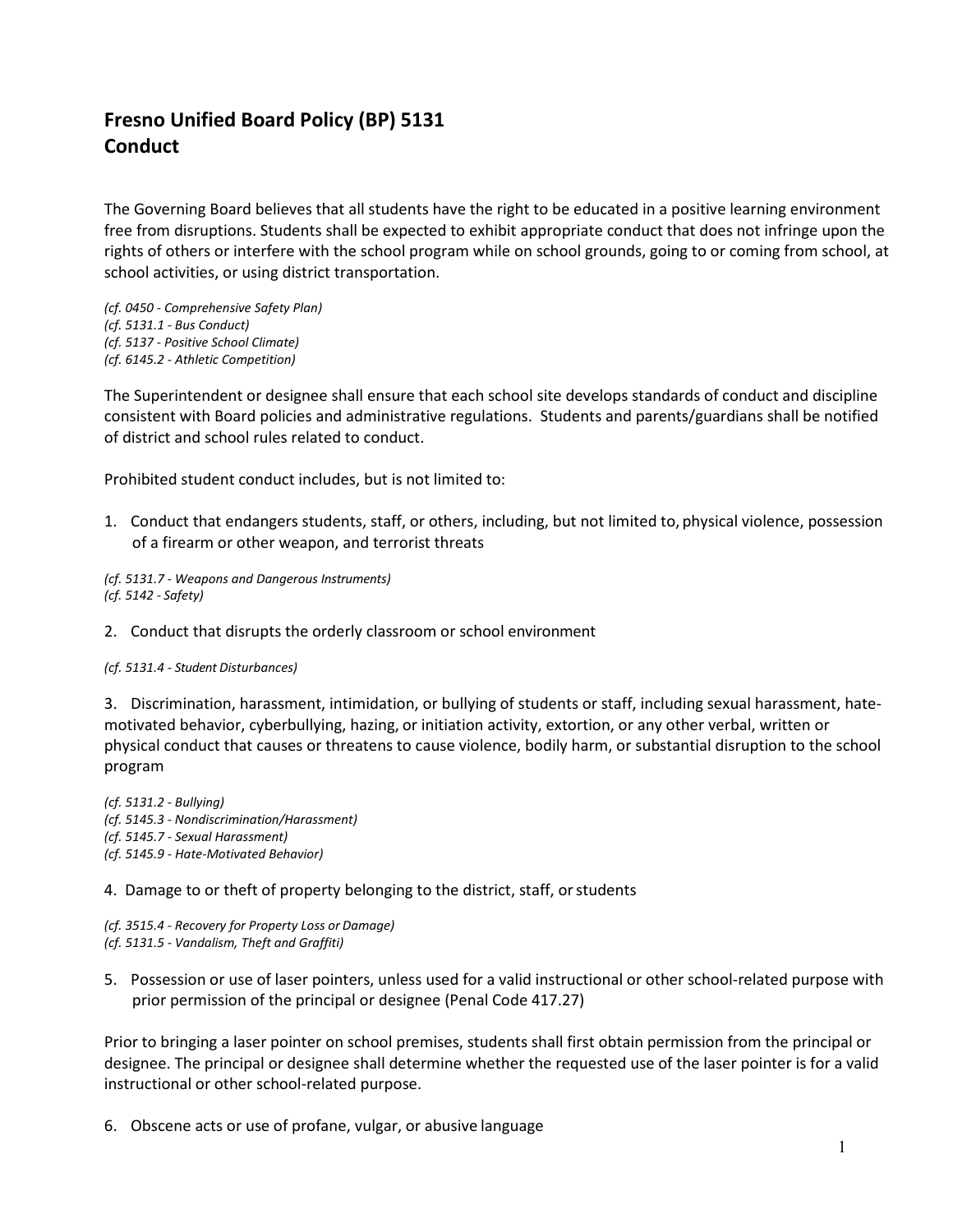# Fresno Unified Board Policy (BP) 5131
# Conduct

The Governing Board believes that all students have the right to be educated in a positive learning environment free from disruptions. Students shall be expected to exhibit appropriate conduct that does not infringe upon the rights of others or interfere with the school program while on school grounds, going to or coming from school, at school activities, or using district transportation.

*(cf. 0450 - Comprehensive Safety Plan)*
*(cf. 5131.1 - Bus Conduct)*
*(cf. 5137 - Positive School Climate)*
*(cf. 6145.2 - Athletic Competition)*

The Superintendent or designee shall ensure that each school site develops standards of conduct and discipline consistent with Board policies and administrative regulations. Students and parents/guardians shall be notified of district and school rules related to conduct.

Prohibited student conduct includes, but is not limited to:

1. Conduct that endangers students, staff, or others, including, but not limited to, physical violence, possession of a firearm or other weapon, and terrorist threats

*(cf. 5131.7 - Weapons and Dangerous Instruments)*
*(cf. 5142 - Safety)*

2. Conduct that disrupts the orderly classroom or school environment

*(cf. 5131.4 - Student Disturbances)*

3. Discrimination, harassment, intimidation, or bullying of students or staff, including sexual harassment, hate-motivated behavior, cyberbullying, hazing, or initiation activity, extortion, or any other verbal, written or physical conduct that causes or threatens to cause violence, bodily harm, or substantial disruption to the school program

*(cf. 5131.2 - Bullying)*
*(cf. 5145.3 - Nondiscrimination/Harassment)*
*(cf. 5145.7 - Sexual Harassment)*
*(cf. 5145.9 - Hate-Motivated Behavior)*

4. Damage to or theft of property belonging to the district, staff, or students

*(cf. 3515.4 - Recovery for Property Loss or Damage)*
*(cf. 5131.5 - Vandalism, Theft and Graffiti)*

5. Possession or use of laser pointers, unless used for a valid instructional or other school-related purpose with prior permission of the principal or designee (Penal Code 417.27)

Prior to bringing a laser pointer on school premises, students shall first obtain permission from the principal or designee. The principal or designee shall determine whether the requested use of the laser pointer is for a valid instructional or other school-related purpose.

6. Obscene acts or use of profane, vulgar, or abusive language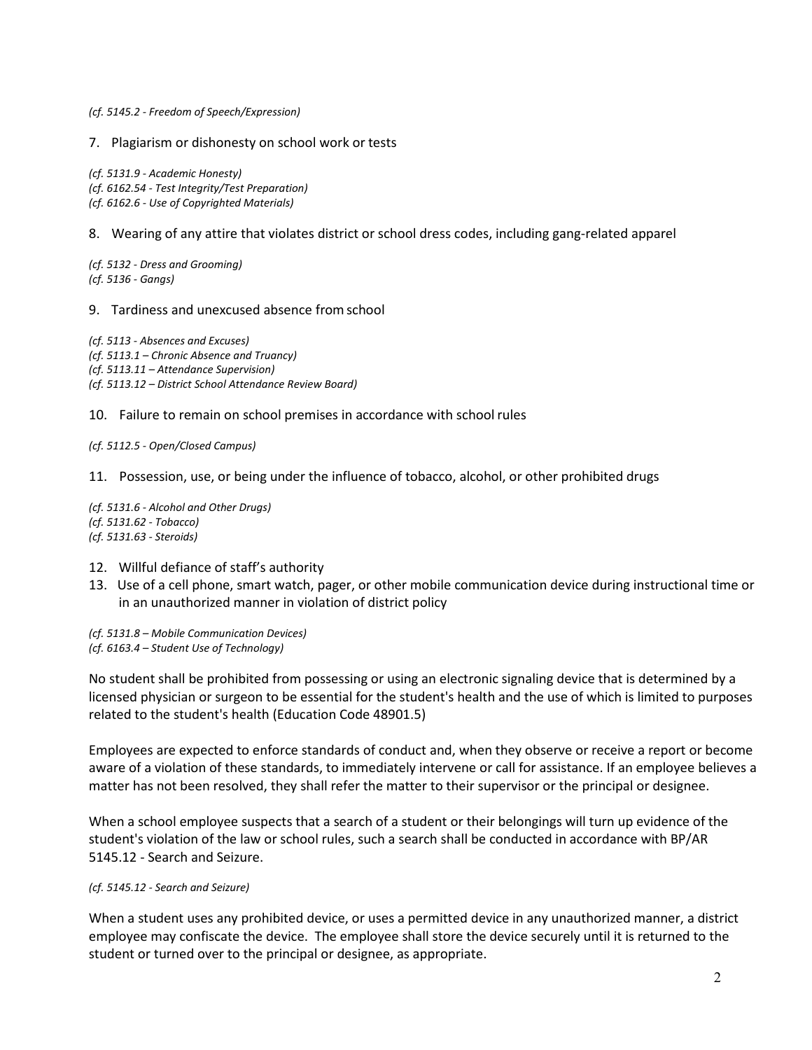*(cf. 5145.2 - Freedom of Speech/Expression)*

7. Plagiarism or dishonesty on school work or tests

*(cf. 5131.9 - Academic Honesty)*
*(cf. 6162.54 - Test Integrity/Test Preparation)*
*(cf. 6162.6 - Use of Copyrighted Materials)*

8. Wearing of any attire that violates district or school dress codes, including gang-related apparel

*(cf. 5132 - Dress and Grooming)*
*(cf. 5136 - Gangs)*

9. Tardiness and unexcused absence from school

*(cf. 5113 - Absences and Excuses)*
*(cf. 5113.1 – Chronic Absence and Truancy)*
*(cf. 5113.11 – Attendance Supervision)*
*(cf. 5113.12 – District School Attendance Review Board)*

10. Failure to remain on school premises in accordance with school rules

*(cf. 5112.5 - Open/Closed Campus)*

11. Possession, use, or being under the influence of tobacco, alcohol, or other prohibited drugs

*(cf. 5131.6 - Alcohol and Other Drugs)*
*(cf. 5131.62 - Tobacco)*
*(cf. 5131.63 - Steroids)*

12. Willful defiance of staff's authority
13. Use of a cell phone, smart watch, pager, or other mobile communication device during instructional time or in an unauthorized manner in violation of district policy

*(cf. 5131.8 – Mobile Communication Devices)*
*(cf. 6163.4 – Student Use of Technology)*

No student shall be prohibited from possessing or using an electronic signaling device that is determined by a licensed physician or surgeon to be essential for the student's health and the use of which is limited to purposes related to the student's health (Education Code 48901.5)

Employees are expected to enforce standards of conduct and, when they observe or receive a report or become aware of a violation of these standards, to immediately intervene or call for assistance. If an employee believes a matter has not been resolved, they shall refer the matter to their supervisor or the principal or designee.

When a school employee suspects that a search of a student or their belongings will turn up evidence of the student's violation of the law or school rules, such a search shall be conducted in accordance with BP/AR 5145.12 - Search and Seizure.

*(cf. 5145.12 - Search and Seizure)*

When a student uses any prohibited device, or uses a permitted device in any unauthorized manner, a district employee may confiscate the device. The employee shall store the device securely until it is returned to the student or turned over to the principal or designee, as appropriate.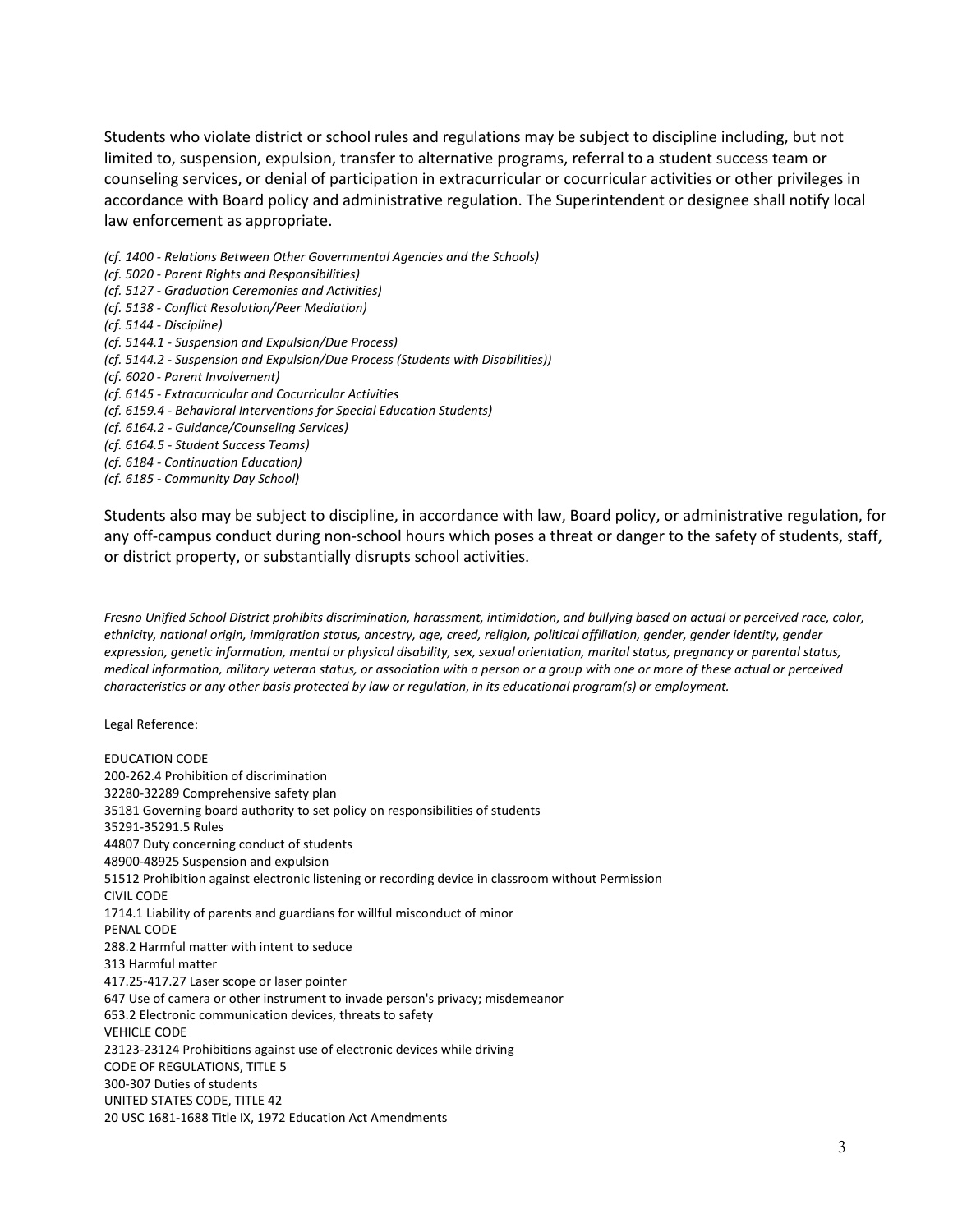Students who violate district or school rules and regulations may be subject to discipline including, but not limited to, suspension, expulsion, transfer to alternative programs, referral to a student success team or counseling services, or denial of participation in extracurricular or cocurricular activities or other privileges in accordance with Board policy and administrative regulation. The Superintendent or designee shall notify local law enforcement as appropriate.

*(cf. 1400 - Relations Between Other Governmental Agencies and the Schools)*
*(cf. 5020 - Parent Rights and Responsibilities)*
*(cf. 5127 - Graduation Ceremonies and Activities)*
*(cf. 5138 - Conflict Resolution/Peer Mediation)*
*(cf. 5144 - Discipline)*
*(cf. 5144.1 - Suspension and Expulsion/Due Process)*
*(cf. 5144.2 - Suspension and Expulsion/Due Process (Students with Disabilities))*
*(cf. 6020 - Parent Involvement)*
*(cf. 6145 - Extracurricular and Cocurricular Activities*
*(cf. 6159.4 - Behavioral Interventions for Special Education Students)*
*(cf. 6164.2 - Guidance/Counseling Services)*
*(cf. 6164.5 - Student Success Teams)*
*(cf. 6184 - Continuation Education)*
*(cf. 6185 - Community Day School)*

Students also may be subject to discipline, in accordance with law, Board policy, or administrative regulation, for any off-campus conduct during non-school hours which poses a threat or danger to the safety of students, staff, or district property, or substantially disrupts school activities.

*Fresno Unified School District prohibits discrimination, harassment, intimidation, and bullying based on actual or perceived race, color, ethnicity, national origin, immigration status, ancestry, age, creed, religion, political affiliation, gender, gender identity, gender expression, genetic information, mental or physical disability, sex, sexual orientation, marital status, pregnancy or parental status, medical information, military veteran status, or association with a person or a group with one or more of these actual or perceived characteristics or any other basis protected by law or regulation, in its educational program(s) or employment.*

Legal Reference:

EDUCATION CODE
200-262.4 Prohibition of discrimination
32280-32289 Comprehensive safety plan
35181 Governing board authority to set policy on responsibilities of students
35291-35291.5 Rules
44807 Duty concerning conduct of students
48900-48925 Suspension and expulsion
51512 Prohibition against electronic listening or recording device in classroom without Permission
CIVIL CODE
1714.1 Liability of parents and guardians for willful misconduct of minor
PENAL CODE
288.2 Harmful matter with intent to seduce
313 Harmful matter
417.25-417.27 Laser scope or laser pointer
647 Use of camera or other instrument to invade person's privacy; misdemeanor
653.2 Electronic communication devices, threats to safety
VEHICLE CODE
23123-23124 Prohibitions against use of electronic devices while driving
CODE OF REGULATIONS, TITLE 5
300-307 Duties of students
UNITED STATES CODE, TITLE 42
20 USC 1681-1688 Title IX, 1972 Education Act Amendments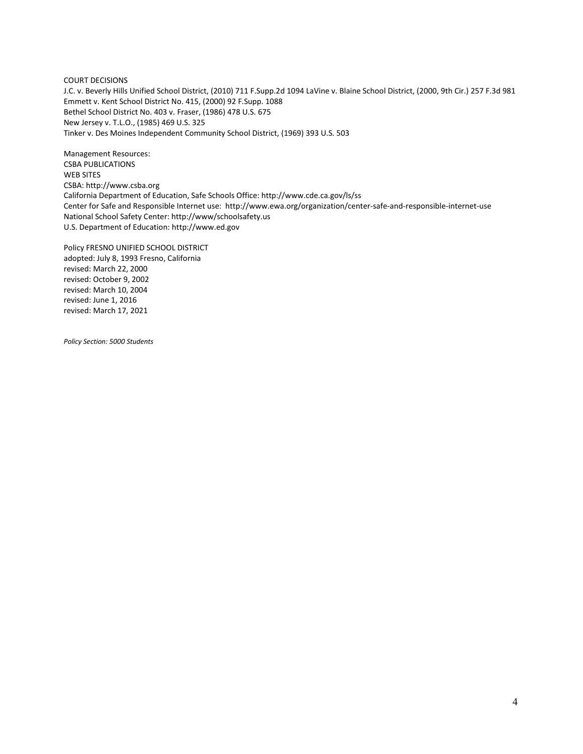COURT DECISIONS
J.C. v. Beverly Hills Unified School District, (2010) 711 F.Supp.2d 1094 LaVine v. Blaine School District, (2000, 9th Cir.) 257 F.3d 981
Emmett v. Kent School District No. 415, (2000) 92 F.Supp. 1088
Bethel School District No. 403 v. Fraser, (1986) 478 U.S. 675
New Jersey v. T.L.O., (1985) 469 U.S. 325
Tinker v. Des Moines Independent Community School District, (1969) 393 U.S. 503

Management Resources:
CSBA PUBLICATIONS
WEB SITES
CSBA: http://www.csba.org
California Department of Education, Safe Schools Office: http://www.cde.ca.gov/ls/ss
Center for Safe and Responsible Internet use: http://www.ewa.org/organization/center-safe-and-responsible-internet-use
National School Safety Center: http://www/schoolsafety.us
U.S. Department of Education: http://www.ed.gov

Policy FRESNO UNIFIED SCHOOL DISTRICT
adopted: July 8, 1993 Fresno, California
revised: March 22, 2000
revised: October 9, 2002
revised: March 10, 2004
revised: June 1, 2016
revised: March 17, 2021

*Policy Section: 5000 Students*